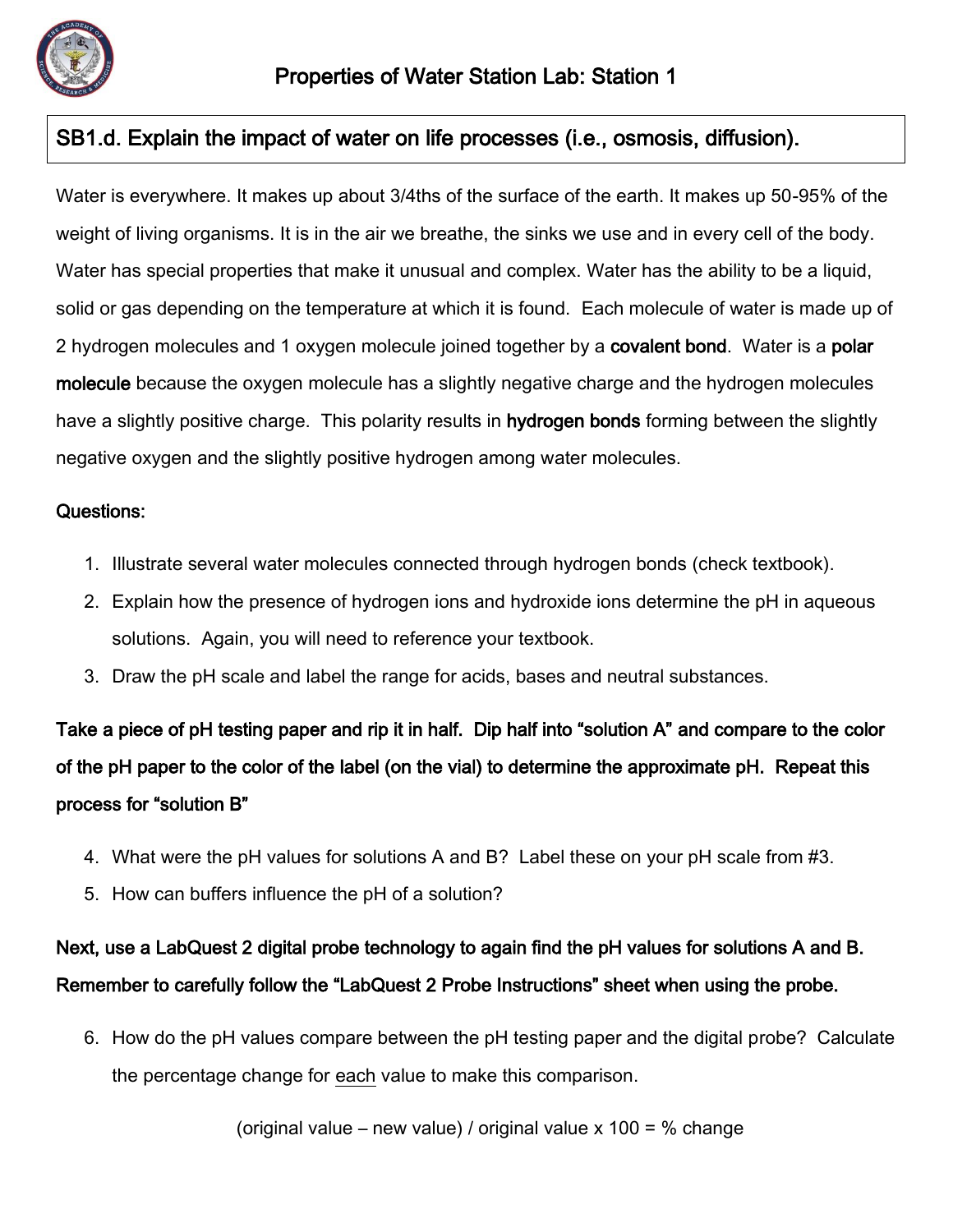# Properties of Water Station Lab: Station 1

**SB1.d. Explain the impact of water on life processes (i.e., osmosis, diffusion).**

Water is everywhere. It makes up about 3/4ths of the surface of the earth. It makes up 50-95% of the weight of living organisms. It is in the air we breathe, the sinks we use and in every cell of the body. Water has special properties that make it unusual and complex. Water has the ability to be a liquid, solid or gas depending on the temperature at which it is found. Each molecule of water is made up of 2 hydrogen molecules and 1 oxygen molecule joined together by a **covalent bond**. Water is a **polar molecule** because the oxygen molecule has a slightly negative charge and the hydrogen molecules have a slightly positive charge. This polarity results in **hydrogen bonds** forming between the slightly negative oxygen and the slightly positive hydrogen among water molecules.

**Questions:**

1. Illustrate several water molecules connected through hydrogen bonds (check textbook).
2. Explain how the presence of hydrogen ions and hydroxide ions determine the pH in aqueous solutions. Again, you will need to reference your textbook.
3. Draw the pH scale and label the range for acids, bases and neutral substances.

**Take a piece of pH testing paper and rip it in half. Dip half into "solution A" and compare to the color of the pH paper to the color of the label (on the vial) to determine the approximate pH. Repeat this process for "solution B"**

4. What were the pH values for solutions A and B? Label these on your pH scale from #3.
5. How can buffers influence the pH of a solution?

**Next, use a LabQuest 2 digital probe technology to again find the pH values for solutions A and B. Remember to carefully follow the "LabQuest 2 Probe Instructions" sheet when using the probe.**

6. How do the pH values compare between the pH testing paper and the digital probe? Calculate the percentage change for each value to make this comparison.

(original value – new value) / original value x 100 = % change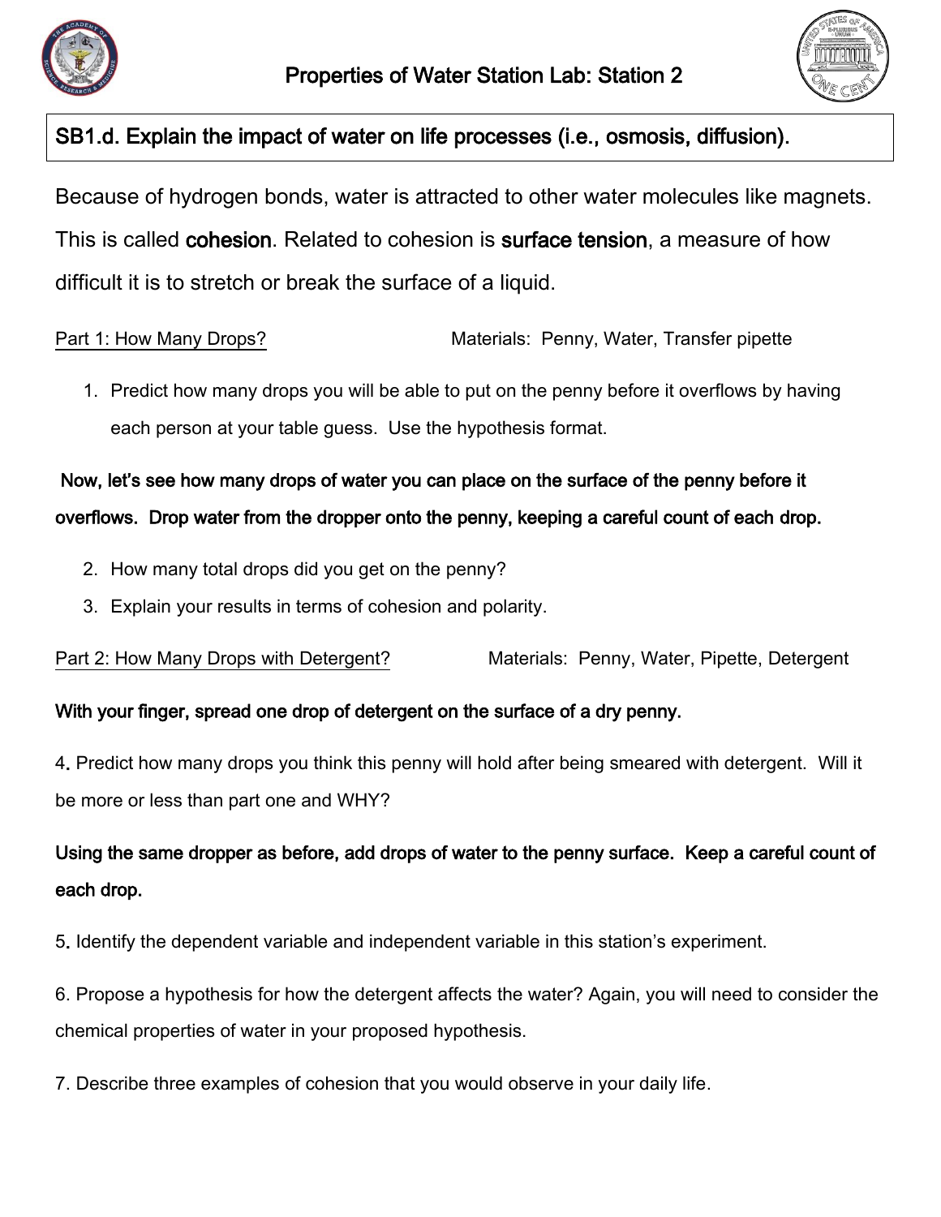# Properties of Water Station Lab: Station 2

**SB1.d. Explain the impact of water on life processes (i.e., osmosis, diffusion).**

Because of hydrogen bonds, water is attracted to other water molecules like magnets. This is called **cohesion**. Related to cohesion is **surface tension**, a measure of how difficult it is to stretch or break the surface of a liquid.

<u>Part 1: How Many Drops?</u> Materials: Penny, Water, Transfer pipette

1. Predict how many drops you will be able to put on the penny before it overflows by having each person at your table guess. Use the hypothesis format.

**Now, let's see how many drops of water you can place on the surface of the penny before it overflows. Drop water from the dropper onto the penny, keeping a careful count of each drop.**

2. How many total drops did you get on the penny?
3. Explain your results in terms of cohesion and polarity.

<u>Part 2: How Many Drops with Detergent?</u> Materials: Penny, Water, Pipette, Detergent

**With your finger, spread one drop of detergent on the surface of a dry penny.**

4. Predict how many drops you think this penny will hold after being smeared with detergent. Will it be more or less than part one and WHY?

**Using the same dropper as before, add drops of water to the penny surface. Keep a careful count of each drop.**

5. Identify the dependent variable and independent variable in this station's experiment.

6. Propose a hypothesis for how the detergent affects the water? Again, you will need to consider the chemical properties of water in your proposed hypothesis.

7. Describe three examples of cohesion that you would observe in your daily life.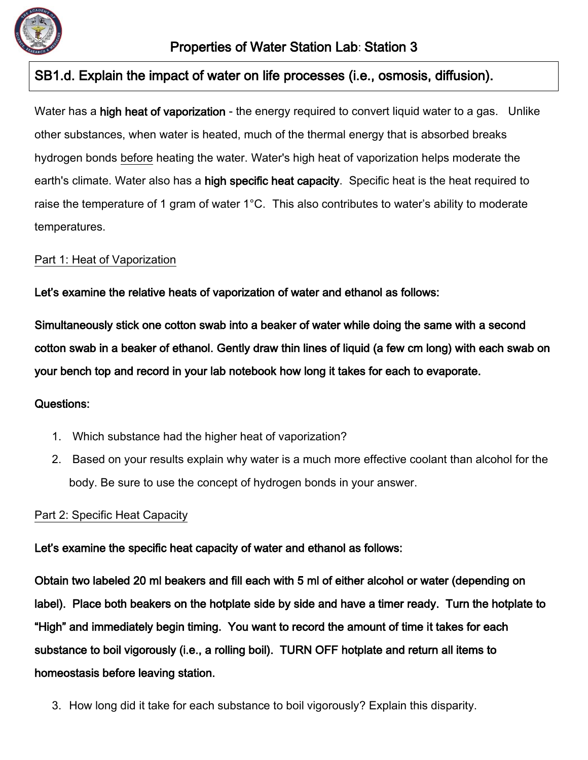# Properties of Water Station Lab: Station 3

**SB1.d. Explain the impact of water on life processes (i.e., osmosis, diffusion).**

Water has a **high heat of vaporization** - the energy required to convert liquid water to a gas. Unlike other substances, when water is heated, much of the thermal energy that is absorbed breaks hydrogen bonds before heating the water. Water's high heat of vaporization helps moderate the earth's climate. Water also has a **high specific heat capacity**. Specific heat is the heat required to raise the temperature of 1 gram of water 1°C. This also contributes to water's ability to moderate temperatures.

## Part 1: Heat of Vaporization

**Let's examine the relative heats of vaporization of water and ethanol as follows:**

**Simultaneously stick one cotton swab into a beaker of water while doing the same with a second cotton swab in a beaker of ethanol. Gently draw thin lines of liquid (a few cm long) with each swab on your bench top and record in your lab notebook how long it takes for each to evaporate.**

**Questions:**

1. Which substance had the higher heat of vaporization?
2. Based on your results explain why water is a much more effective coolant than alcohol for the body. Be sure to use the concept of hydrogen bonds in your answer.

## Part 2: Specific Heat Capacity

**Let's examine the specific heat capacity of water and ethanol as follows:**

**Obtain two labeled 20 ml beakers and fill each with 5 ml of either alcohol or water (depending on label). Place both beakers on the hotplate side by side and have a timer ready. Turn the hotplate to "High" and immediately begin timing. You want to record the amount of time it takes for each substance to boil vigorously (i.e., a rolling boil). TURN OFF hotplate and return all items to homeostasis before leaving station.**

3. How long did it take for each substance to boil vigorously? Explain this disparity.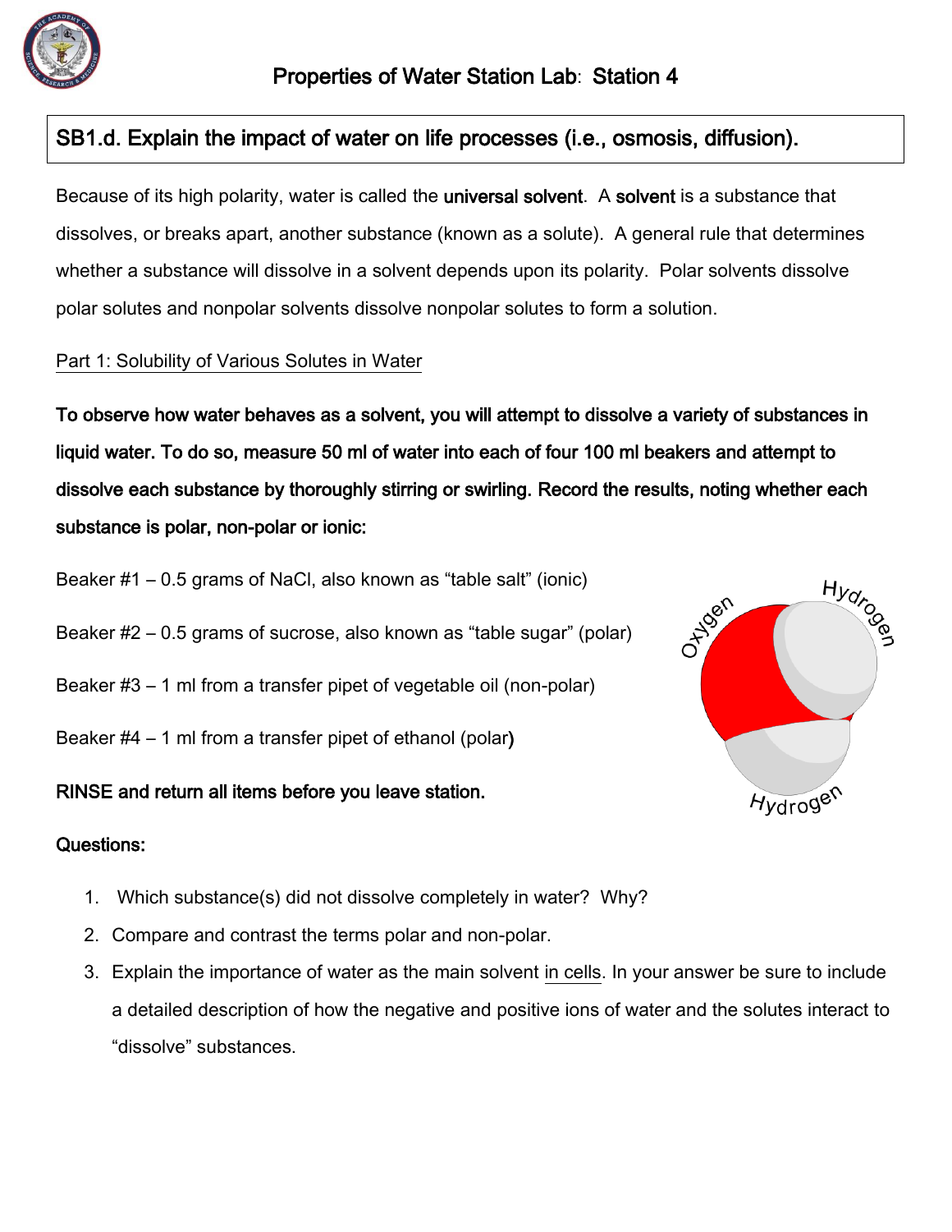# Properties of Water Station Lab: Station 4

## SB1.d. Explain the impact of water on life processes (i.e., osmosis, diffusion).

Because of its high polarity, water is called the **universal solvent**. A **solvent** is a substance that dissolves, or breaks apart, another substance (known as a solute). A general rule that determines whether a substance will dissolve in a solvent depends upon its polarity. Polar solvents dissolve polar solutes and nonpolar solvents dissolve nonpolar solutes to form a solution.

Part 1: Solubility of Various Solutes in Water

**To observe how water behaves as a solvent, you will attempt to dissolve a variety of substances in liquid water. To do so, measure 50 ml of water into each of four 100 ml beakers and attempt to dissolve each substance by thoroughly stirring or swirling. Record the results, noting whether each substance is polar, non-polar or ionic:**

Beaker #1 – 0.5 grams of NaCl, also known as "table salt" (ionic)

Beaker #2 – 0.5 grams of sucrose, also known as "table sugar" (polar)

Beaker #3 – 1 ml from a transfer pipet of vegetable oil (non-polar)

Beaker #4 – 1 ml from a transfer pipet of ethanol (polar)

**RINSE and return all items before you leave station.**

**Questions:**

1. Which substance(s) did not dissolve completely in water? Why?
2. Compare and contrast the terms polar and non-polar.
3. Explain the importance of water as the main solvent in cells. In your answer be sure to include a detailed description of how the negative and positive ions of water and the solutes interact to "dissolve" substances.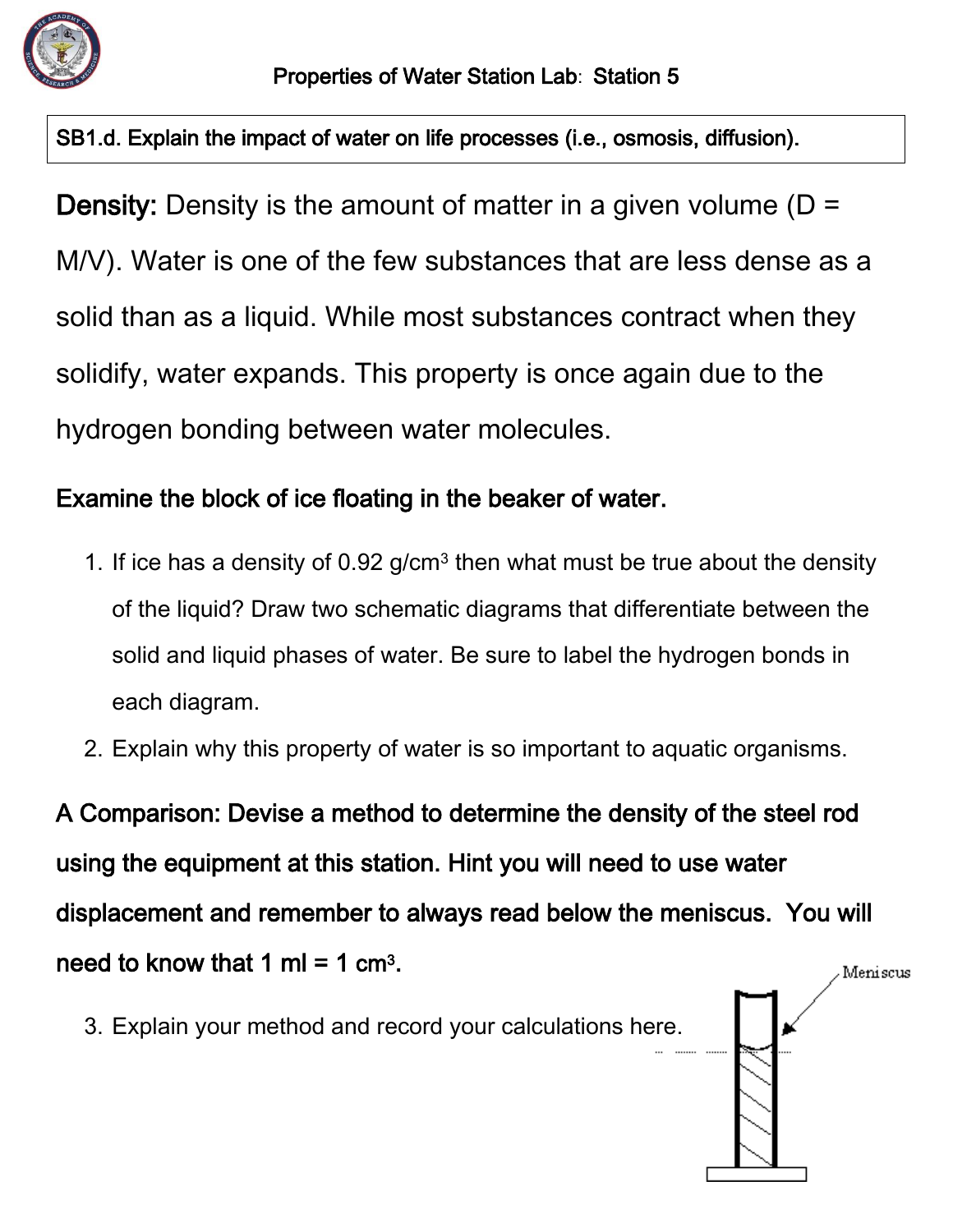Properties of Water Station Lab: Station 5

**SB1.d. Explain the impact of water on life processes (i.e., osmosis, diffusion).**

**Density:** Density is the amount of matter in a given volume (D = M/V). Water is one of the few substances that are less dense as a solid than as a liquid. While most substances contract when they solidify, water expands. This property is once again due to the hydrogen bonding between water molecules.

**Examine the block of ice floating in the beaker of water.**

1. If ice has a density of 0.92 g/cm$^3$ then what must be true about the density of the liquid? Draw two schematic diagrams that differentiate between the solid and liquid phases of water. Be sure to label the hydrogen bonds in each diagram.
2. Explain why this property of water is so important to aquatic organisms.

**A Comparison: Devise a method to determine the density of the steel rod using the equipment at this station. Hint you will need to use water displacement and remember to always read below the meniscus. You will need to know that 1 ml = 1 cm$^3$.**

3. Explain your method and record your calculations here.

Meniscus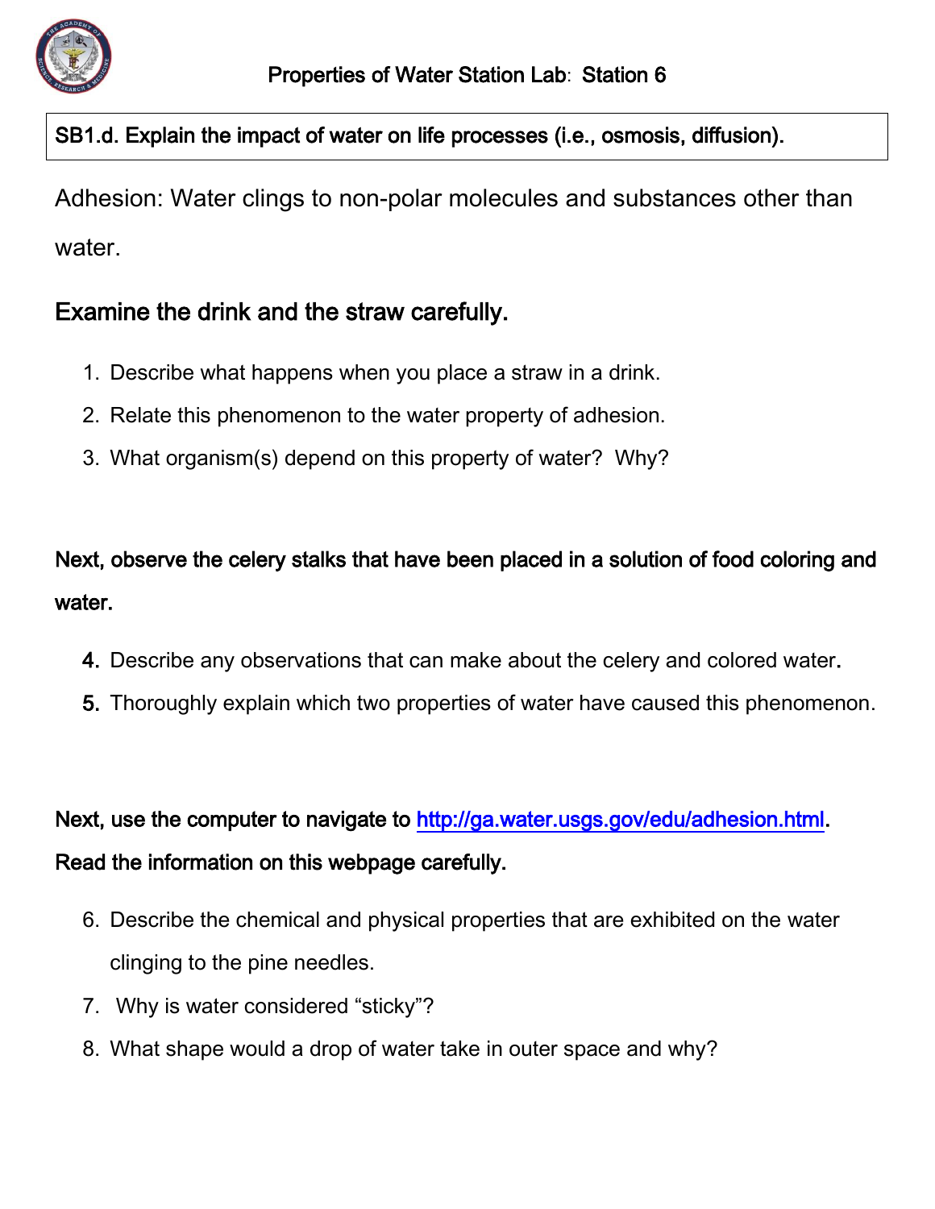# Properties of Water Station Lab: Station 6

**SB1.d. Explain the impact of water on life processes (i.e., osmosis, diffusion).**

Adhesion: Water clings to non-polar molecules and substances other than water.

## Examine the drink and the straw carefully.

1. Describe what happens when you place a straw in a drink.
2. Relate this phenomenon to the water property of adhesion.
3. What organism(s) depend on this property of water? Why?

**Next, observe the celery stalks that have been placed in a solution of food coloring and water.**

4. Describe any observations that can make about the celery and colored water.
5. Thoroughly explain which two properties of water have caused this phenomenon.

**Next, use the computer to navigate to [http://ga.water.usgs.gov/edu/adhesion.html](http://ga.water.usgs.gov/edu/adhesion.html). Read the information on this webpage carefully.**

6. Describe the chemical and physical properties that are exhibited on the water clinging to the pine needles.
7. Why is water considered "sticky"?
8. What shape would a drop of water take in outer space and why?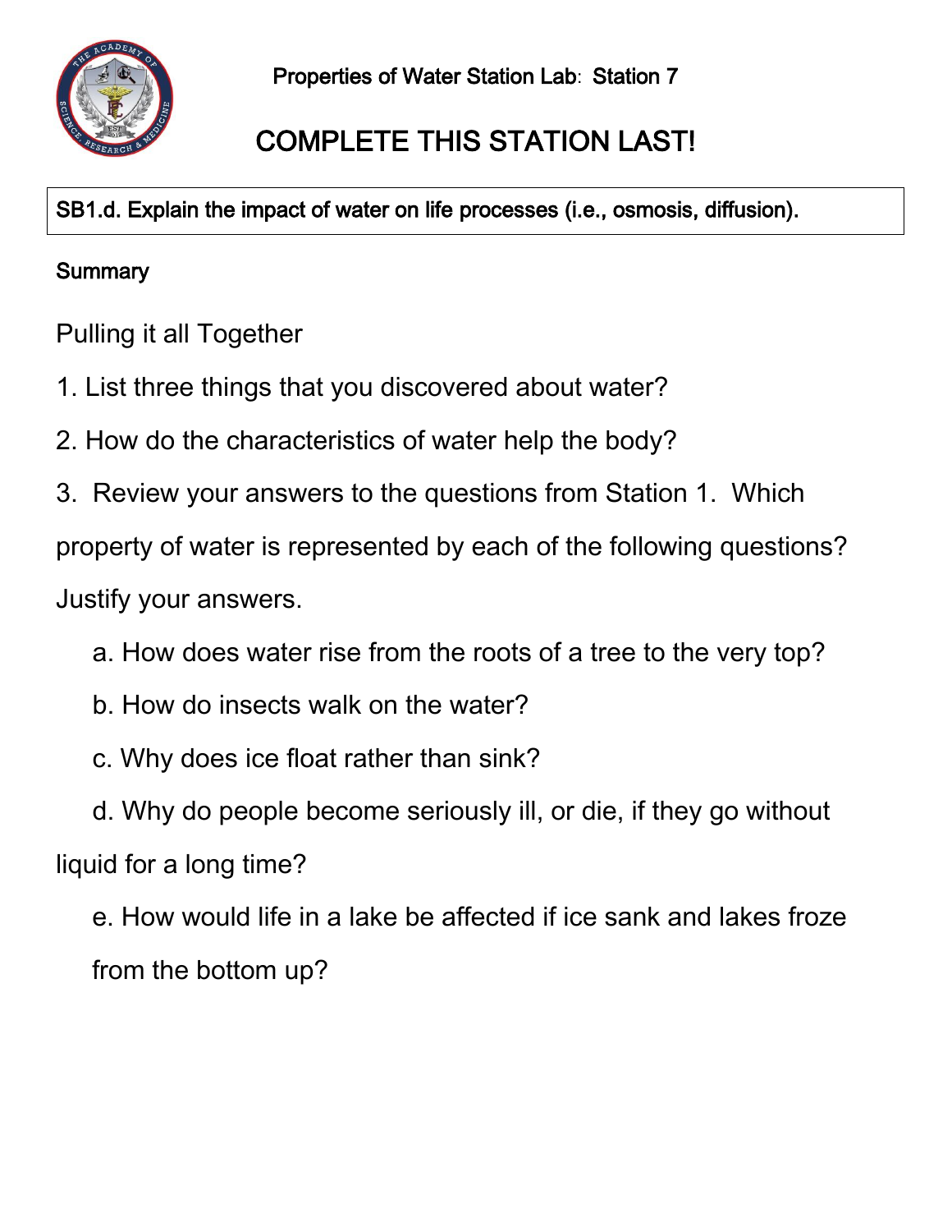Properties of Water Station Lab: Station 7

# COMPLETE THIS STATION LAST!

**SB1.d. Explain the impact of water on life processes (i.e., osmosis, diffusion).**

Summary

## Pulling it all Together

1. List three things that you discovered about water?
2. How do the characteristics of water help the body?
3. Review your answers to the questions from Station 1. Which property of water is represented by each of the following questions? Justify your answers.
   a. How does water rise from the roots of a tree to the very top?
   b. How do insects walk on the water?
   c. Why does ice float rather than sink?
   d. Why do people become seriously ill, or die, if they go without liquid for a long time?
   e. How would life in a lake be affected if ice sank and lakes froze from the bottom up?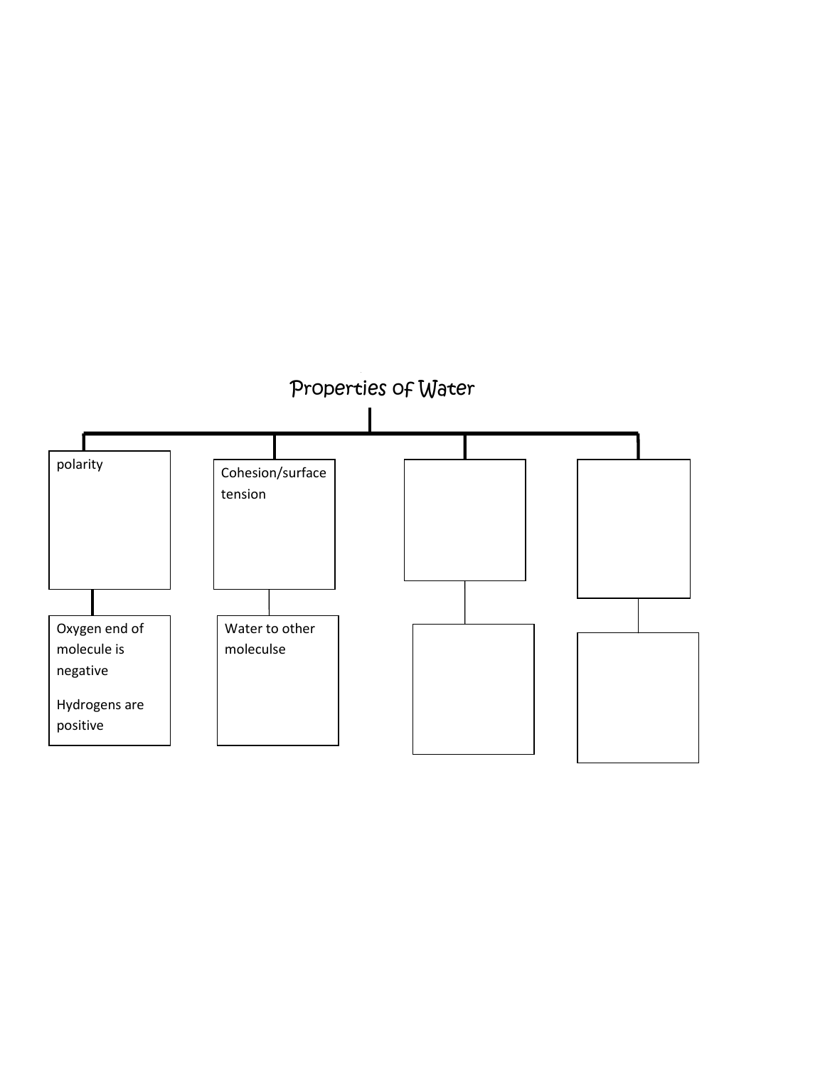# Properties of Water

polarity

Oxygen end of molecule is negative

Hydrogens are positive

Cohesion/surface tension

Water to other moleculse